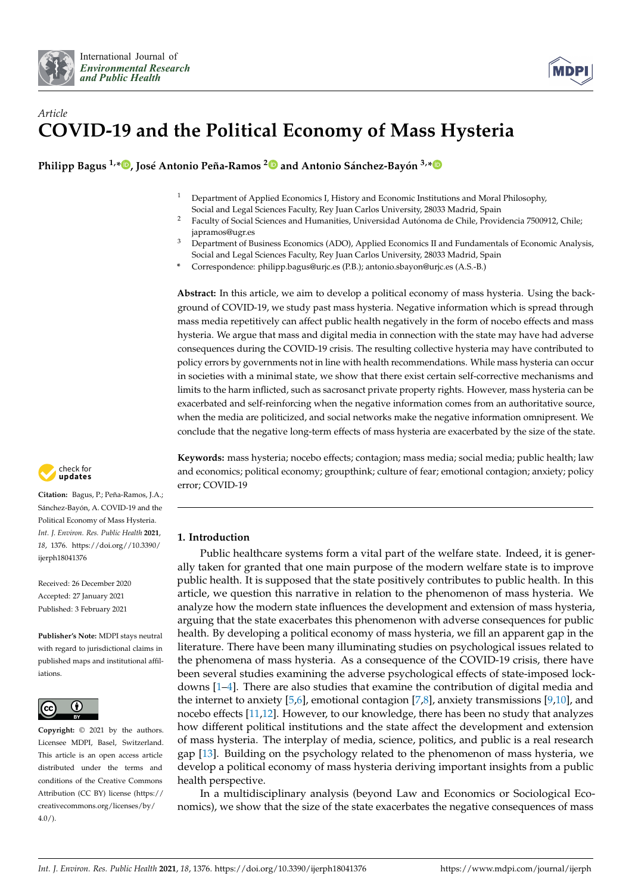*Article*

# COVID-19 and the Political Economy of Mass Hysteria

**Philipp Bagus [1,*], José Antonio Peña-Ramos [2] and Antonio Sánchez-Bayón [3,*]**

[1] Department of Applied Economics I, History and Economic Institutions and Moral Philosophy, Social and Legal Sciences Faculty, Rey Juan Carlos University, 28033 Madrid, Spain

[2] Faculty of Social Sciences and Humanities, Universidad Autónoma de Chile, Providencia 7500912, Chile; japramos@ugr.es

[3] Department of Business Economics (ADO), Applied Economics II and Fundamentals of Economic Analysis, Social and Legal Sciences Faculty, Rey Juan Carlos University, 28033 Madrid, Spain

\* Correspondence: philipp.bagus@urjc.es (P.B.); antonio.sbayon@urjc.es (A.S.-B.)

**Abstract:** In this article, we aim to develop a political economy of mass hysteria. Using the background of COVID-19, we study past mass hysteria. Negative information which is spread through mass media repetitively can affect public health negatively in the form of nocebo effects and mass hysteria. We argue that mass and digital media in connection with the state may have had adverse consequences during the COVID-19 crisis. The resulting collective hysteria may have contributed to policy errors by governments not in line with health recommendations. While mass hysteria can occur in societies with a minimal state, we show that there exist certain self-corrective mechanisms and limits to the harm inflicted, such as sacrosanct private property rights. However, mass hysteria can be exacerbated and self-reinforcing when the negative information comes from an authoritative source, when the media are politicized, and social networks make the negative information omnipresent. We conclude that the negative long-term effects of mass hysteria are exacerbated by the size of the state.

**Keywords:** mass hysteria; nocebo effects; contagion; mass media; social media; public health; law and economics; political economy; groupthink; culture of fear; emotional contagion; anxiety; policy error; COVID-19

**Citation:** Bagus, P.; Peña-Ramos, J.A.; Sánchez-Bayón, A. COVID-19 and the Political Economy of Mass Hysteria. *Int. J. Environ. Res. Public Health* **2021**, *18*, 1376. https://doi.org/10.3390/ijerph18041376

Received: 26 December 2020
Accepted: 27 January 2021
Published: 3 February 2021

**Publisher's Note:** MDPI stays neutral with regard to jurisdictional claims in published maps and institutional affiliations.

**Copyright:** © 2021 by the authors. Licensee MDPI, Basel, Switzerland. This article is an open access article distributed under the terms and conditions of the Creative Commons Attribution (CC BY) license (https://creativecommons.org/licenses/by/4.0/).

## 1. Introduction

Public healthcare systems form a vital part of the welfare state. Indeed, it is generally taken for granted that one main purpose of the modern welfare state is to improve public health. It is supposed that the state positively contributes to public health. In this article, we question this narrative in relation to the phenomenon of mass hysteria. We analyze how the modern state influences the development and extension of mass hysteria, arguing that the state exacerbates this phenomenon with adverse consequences for public health. By developing a political economy of mass hysteria, we fill an apparent gap in the literature. There have been many illuminating studies on psychological issues related to the phenomena of mass hysteria. As a consequence of the COVID-19 crisis, there have been several studies examining the adverse psychological effects of state-imposed lockdowns [1–4]. There are also studies that examine the contribution of digital media and the internet to anxiety [5,6], emotional contagion [7,8], anxiety transmissions [9,10], and nocebo effects [11,12]. However, to our knowledge, there has been no study that analyzes how different political institutions and the state affect the development and extension of mass hysteria. The interplay of media, science, politics, and public is a real research gap [13]. Building on the psychology related to the phenomenon of mass hysteria, we develop a political economy of mass hysteria deriving important insights from a public health perspective.

In a multidisciplinary analysis (beyond Law and Economics or Sociological Economics), we show that the size of the state exacerbates the negative consequences of mass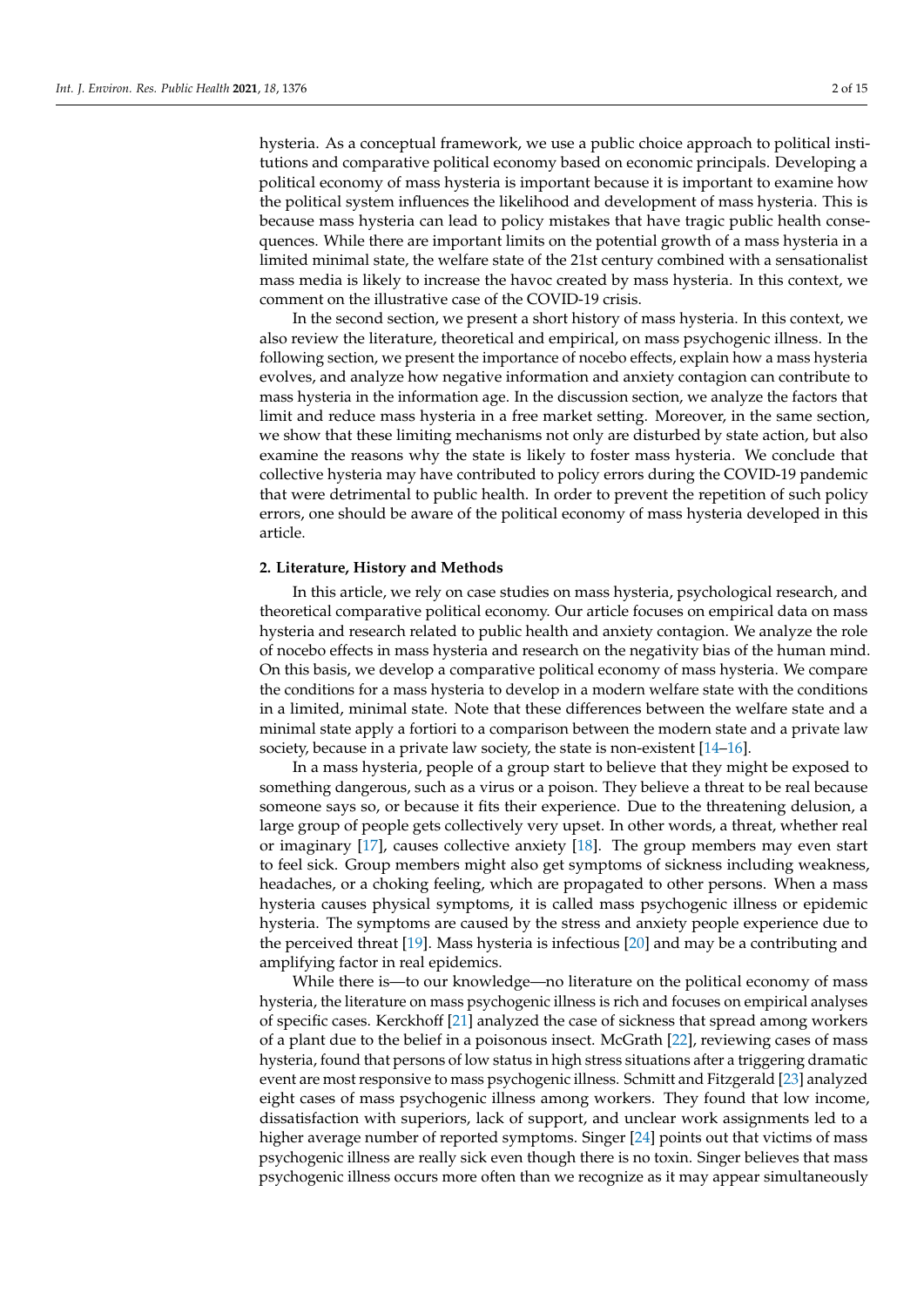hysteria. As a conceptual framework, we use a public choice approach to political institutions and comparative political economy based on economic principals. Developing a political economy of mass hysteria is important because it is important to examine how the political system influences the likelihood and development of mass hysteria. This is because mass hysteria can lead to policy mistakes that have tragic public health consequences. While there are important limits on the potential growth of a mass hysteria in a limited minimal state, the welfare state of the 21st century combined with a sensationalist mass media is likely to increase the havoc created by mass hysteria. In this context, we comment on the illustrative case of the COVID-19 crisis.

In the second section, we present a short history of mass hysteria. In this context, we also review the literature, theoretical and empirical, on mass psychogenic illness. In the following section, we present the importance of nocebo effects, explain how a mass hysteria evolves, and analyze how negative information and anxiety contagion can contribute to mass hysteria in the information age. In the discussion section, we analyze the factors that limit and reduce mass hysteria in a free market setting. Moreover, in the same section, we show that these limiting mechanisms not only are disturbed by state action, but also examine the reasons why the state is likely to foster mass hysteria. We conclude that collective hysteria may have contributed to policy errors during the COVID-19 pandemic that were detrimental to public health. In order to prevent the repetition of such policy errors, one should be aware of the political economy of mass hysteria developed in this article.

## 2. Literature, History and Methods

In this article, we rely on case studies on mass hysteria, psychological research, and theoretical comparative political economy. Our article focuses on empirical data on mass hysteria and research related to public health and anxiety contagion. We analyze the role of nocebo effects in mass hysteria and research on the negativity bias of the human mind. On this basis, we develop a comparative political economy of mass hysteria. We compare the conditions for a mass hysteria to develop in a modern welfare state with the conditions in a limited, minimal state. Note that these differences between the welfare state and a minimal state apply a fortiori to a comparison between the modern state and a private law society, because in a private law society, the state is non-existent [14–16].

In a mass hysteria, people of a group start to believe that they might be exposed to something dangerous, such as a virus or a poison. They believe a threat to be real because someone says so, or because it fits their experience. Due to the threatening delusion, a large group of people gets collectively very upset. In other words, a threat, whether real or imaginary [17], causes collective anxiety [18]. The group members may even start to feel sick. Group members might also get symptoms of sickness including weakness, headaches, or a choking feeling, which are propagated to other persons. When a mass hysteria causes physical symptoms, it is called mass psychogenic illness or epidemic hysteria. The symptoms are caused by the stress and anxiety people experience due to the perceived threat [19]. Mass hysteria is infectious [20] and may be a contributing and amplifying factor in real epidemics.

While there is—to our knowledge—no literature on the political economy of mass hysteria, the literature on mass psychogenic illness is rich and focuses on empirical analyses of specific cases. Kerckhoff [21] analyzed the case of sickness that spread among workers of a plant due to the belief in a poisonous insect. McGrath [22], reviewing cases of mass hysteria, found that persons of low status in high stress situations after a triggering dramatic event are most responsive to mass psychogenic illness. Schmitt and Fitzgerald [23] analyzed eight cases of mass psychogenic illness among workers. They found that low income, dissatisfaction with superiors, lack of support, and unclear work assignments led to a higher average number of reported symptoms. Singer [24] points out that victims of mass psychogenic illness are really sick even though there is no toxin. Singer believes that mass psychogenic illness occurs more often than we recognize as it may appear simultaneously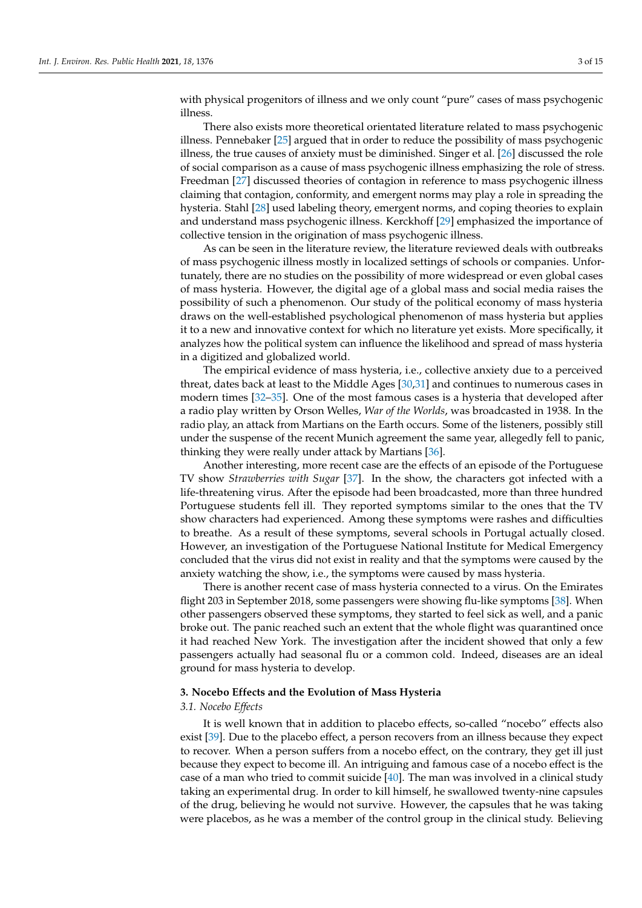with physical progenitors of illness and we only count "pure" cases of mass psychogenic illness.

There also exists more theoretical orientated literature related to mass psychogenic illness. Pennebaker [25] argued that in order to reduce the possibility of mass psychogenic illness, the true causes of anxiety must be diminished. Singer et al. [26] discussed the role of social comparison as a cause of mass psychogenic illness emphasizing the role of stress. Freedman [27] discussed theories of contagion in reference to mass psychogenic illness claiming that contagion, conformity, and emergent norms may play a role in spreading the hysteria. Stahl [28] used labeling theory, emergent norms, and coping theories to explain and understand mass psychogenic illness. Kerckhoff [29] emphasized the importance of collective tension in the origination of mass psychogenic illness.

As can be seen in the literature review, the literature reviewed deals with outbreaks of mass psychogenic illness mostly in localized settings of schools or companies. Unfortunately, there are no studies on the possibility of more widespread or even global cases of mass hysteria. However, the digital age of a global mass and social media raises the possibility of such a phenomenon. Our study of the political economy of mass hysteria draws on the well-established psychological phenomenon of mass hysteria but applies it to a new and innovative context for which no literature yet exists. More specifically, it analyzes how the political system can influence the likelihood and spread of mass hysteria in a digitized and globalized world.

The empirical evidence of mass hysteria, i.e., collective anxiety due to a perceived threat, dates back at least to the Middle Ages [30,31] and continues to numerous cases in modern times [32–35]. One of the most famous cases is a hysteria that developed after a radio play written by Orson Welles, *War of the Worlds*, was broadcasted in 1938. In the radio play, an attack from Martians on the Earth occurs. Some of the listeners, possibly still under the suspense of the recent Munich agreement the same year, allegedly fell to panic, thinking they were really under attack by Martians [36].

Another interesting, more recent case are the effects of an episode of the Portuguese TV show *Strawberries with Sugar* [37]. In the show, the characters got infected with a life-threatening virus. After the episode had been broadcasted, more than three hundred Portuguese students fell ill. They reported symptoms similar to the ones that the TV show characters had experienced. Among these symptoms were rashes and difficulties to breathe. As a result of these symptoms, several schools in Portugal actually closed. However, an investigation of the Portuguese National Institute for Medical Emergency concluded that the virus did not exist in reality and that the symptoms were caused by the anxiety watching the show, i.e., the symptoms were caused by mass hysteria.

There is another recent case of mass hysteria connected to a virus. On the Emirates flight 203 in September 2018, some passengers were showing flu-like symptoms [38]. When other passengers observed these symptoms, they started to feel sick as well, and a panic broke out. The panic reached such an extent that the whole flight was quarantined once it had reached New York. The investigation after the incident showed that only a few passengers actually had seasonal flu or a common cold. Indeed, diseases are an ideal ground for mass hysteria to develop.

## 3. Nocebo Effects and the Evolution of Mass Hysteria

### 3.1. Nocebo Effects

It is well known that in addition to placebo effects, so-called "nocebo" effects also exist [39]. Due to the placebo effect, a person recovers from an illness because they expect to recover. When a person suffers from a nocebo effect, on the contrary, they get ill just because they expect to become ill. An intriguing and famous case of a nocebo effect is the case of a man who tried to commit suicide [40]. The man was involved in a clinical study taking an experimental drug. In order to kill himself, he swallowed twenty-nine capsules of the drug, believing he would not survive. However, the capsules that he was taking were placebos, as he was a member of the control group in the clinical study. Believing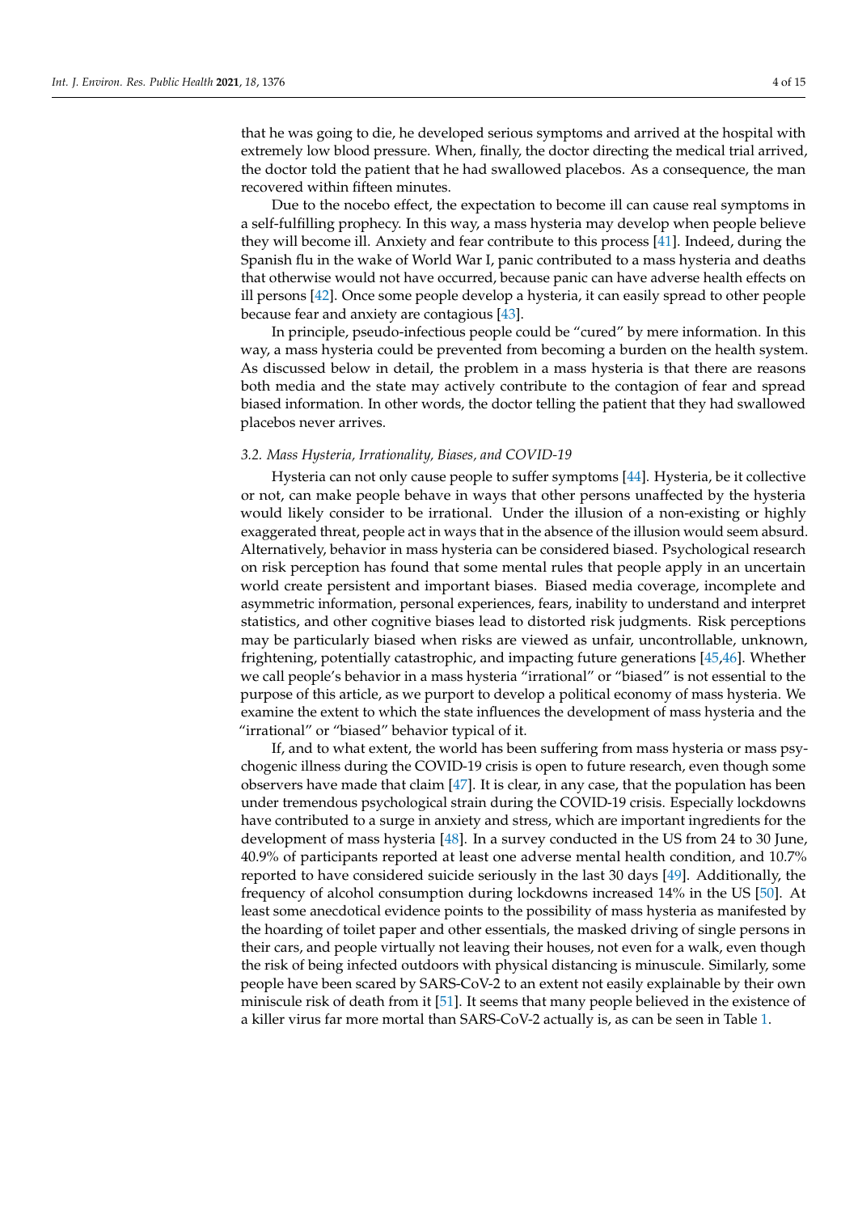that he was going to die, he developed serious symptoms and arrived at the hospital with extremely low blood pressure. When, finally, the doctor directing the medical trial arrived, the doctor told the patient that he had swallowed placebos. As a consequence, the man recovered within fifteen minutes.

Due to the nocebo effect, the expectation to become ill can cause real symptoms in a self-fulfilling prophecy. In this way, a mass hysteria may develop when people believe they will become ill. Anxiety and fear contribute to this process [41]. Indeed, during the Spanish flu in the wake of World War I, panic contributed to a mass hysteria and deaths that otherwise would not have occurred, because panic can have adverse health effects on ill persons [42]. Once some people develop a hysteria, it can easily spread to other people because fear and anxiety are contagious [43].

In principle, pseudo-infectious people could be "cured" by mere information. In this way, a mass hysteria could be prevented from becoming a burden on the health system. As discussed below in detail, the problem in a mass hysteria is that there are reasons both media and the state may actively contribute to the contagion of fear and spread biased information. In other words, the doctor telling the patient that they had swallowed placebos never arrives.

### *3.2. Mass Hysteria, Irrationality, Biases, and COVID-19*

Hysteria can not only cause people to suffer symptoms [44]. Hysteria, be it collective or not, can make people behave in ways that other persons unaffected by the hysteria would likely consider to be irrational. Under the illusion of a non-existing or highly exaggerated threat, people act in ways that in the absence of the illusion would seem absurd. Alternatively, behavior in mass hysteria can be considered biased. Psychological research on risk perception has found that some mental rules that people apply in an uncertain world create persistent and important biases. Biased media coverage, incomplete and asymmetric information, personal experiences, fears, inability to understand and interpret statistics, and other cognitive biases lead to distorted risk judgments. Risk perceptions may be particularly biased when risks are viewed as unfair, uncontrollable, unknown, frightening, potentially catastrophic, and impacting future generations [45,46]. Whether we call people's behavior in a mass hysteria "irrational" or "biased" is not essential to the purpose of this article, as we purport to develop a political economy of mass hysteria. We examine the extent to which the state influences the development of mass hysteria and the "irrational" or "biased" behavior typical of it.

If, and to what extent, the world has been suffering from mass hysteria or mass psychogenic illness during the COVID-19 crisis is open to future research, even though some observers have made that claim [47]. It is clear, in any case, that the population has been under tremendous psychological strain during the COVID-19 crisis. Especially lockdowns have contributed to a surge in anxiety and stress, which are important ingredients for the development of mass hysteria [48]. In a survey conducted in the US from 24 to 30 June, 40.9% of participants reported at least one adverse mental health condition, and 10.7% reported to have considered suicide seriously in the last 30 days [49]. Additionally, the frequency of alcohol consumption during lockdowns increased 14% in the US [50]. At least some anecdotical evidence points to the possibility of mass hysteria as manifested by the hoarding of toilet paper and other essentials, the masked driving of single persons in their cars, and people virtually not leaving their houses, not even for a walk, even though the risk of being infected outdoors with physical distancing is minuscule. Similarly, some people have been scared by SARS-CoV-2 to an extent not easily explainable by their own miniscule risk of death from it [51]. It seems that many people believed in the existence of a killer virus far more mortal than SARS-CoV-2 actually is, as can be seen in Table 1.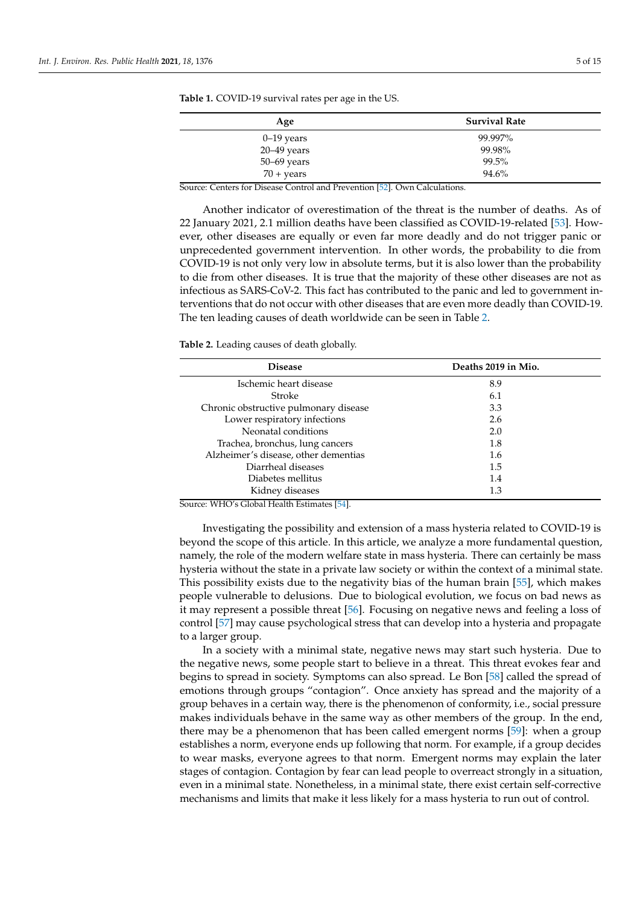**Table 1.** COVID-19 survival rates per age in the US.

| Age | Survival Rate |
| --- | --- |
| 0–19 years | 99.997% |
| 20–49 years | 99.98% |
| 50–69 years | 99.5% |
| 70 + years | 94.6% |

Source: Centers for Disease Control and Prevention [52]. Own Calculations.

Another indicator of overestimation of the threat is the number of deaths. As of 22 January 2021, 2.1 million deaths have been classified as COVID-19-related [53]. However, other diseases are equally or even far more deadly and do not trigger panic or unprecedented government intervention. In other words, the probability to die from COVID-19 is not only very low in absolute terms, but it is also lower than the probability to die from other diseases. It is true that the majority of these other diseases are not as infectious as SARS-CoV-2. This fact has contributed to the panic and led to government interventions that do not occur with other diseases that are even more deadly than COVID-19. The ten leading causes of death worldwide can be seen in Table 2.

**Table 2.** Leading causes of death globally.

| Disease | Deaths 2019 in Mio. |
| --- | --- |
| Ischemic heart disease | 8.9 |
| Stroke | 6.1 |
| Chronic obstructive pulmonary disease | 3.3 |
| Lower respiratory infections | 2.6 |
| Neonatal conditions | 2.0 |
| Trachea, bronchus, lung cancers | 1.8 |
| Alzheimer's disease, other dementias | 1.6 |
| Diarrheal diseases | 1.5 |
| Diabetes mellitus | 1.4 |
| Kidney diseases | 1.3 |

Source: WHO's Global Health Estimates [54].

Investigating the possibility and extension of a mass hysteria related to COVID-19 is beyond the scope of this article. In this article, we analyze a more fundamental question, namely, the role of the modern welfare state in mass hysteria. There can certainly be mass hysteria without the state in a private law society or within the context of a minimal state. This possibility exists due to the negativity bias of the human brain [55], which makes people vulnerable to delusions. Due to biological evolution, we focus on bad news as it may represent a possible threat [56]. Focusing on negative news and feeling a loss of control [57] may cause psychological stress that can develop into a hysteria and propagate to a larger group.

In a society with a minimal state, negative news may start such hysteria. Due to the negative news, some people start to believe in a threat. This threat evokes fear and begins to spread in society. Symptoms can also spread. Le Bon [58] called the spread of emotions through groups "contagion". Once anxiety has spread and the majority of a group behaves in a certain way, there is the phenomenon of conformity, i.e., social pressure makes individuals behave in the same way as other members of the group. In the end, there may be a phenomenon that has been called emergent norms [59]: when a group establishes a norm, everyone ends up following that norm. For example, if a group decides to wear masks, everyone agrees to that norm. Emergent norms may explain the later stages of contagion. Contagion by fear can lead people to overreact strongly in a situation, even in a minimal state. Nonetheless, in a minimal state, there exist certain self-corrective mechanisms and limits that make it less likely for a mass hysteria to run out of control.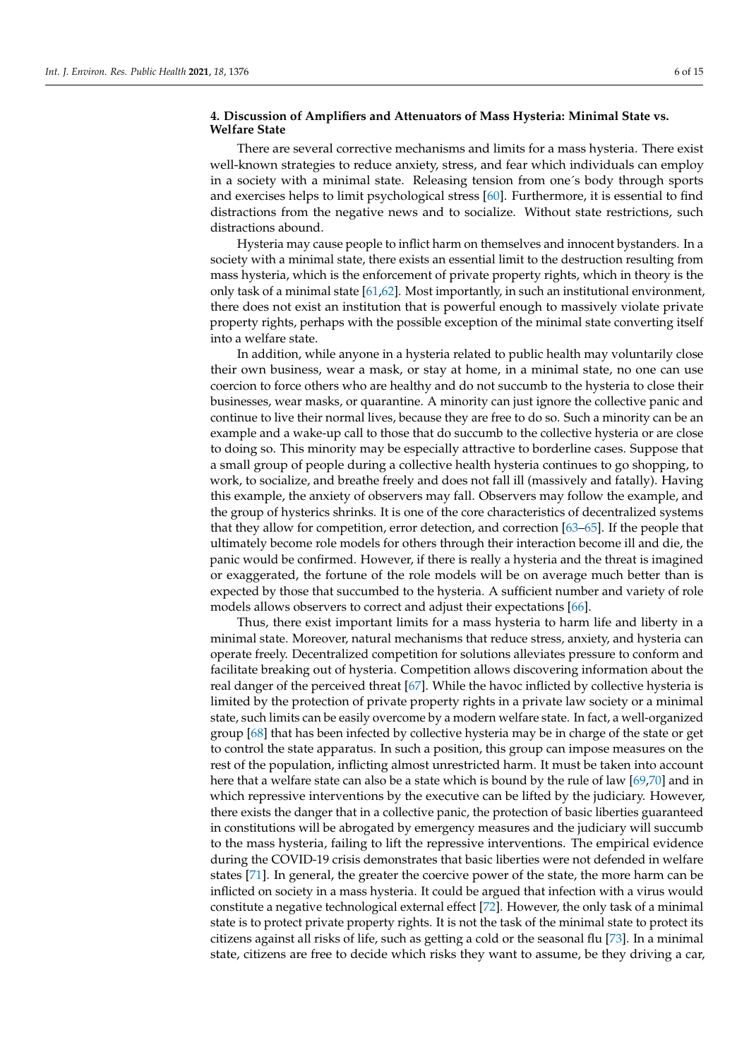## 4. Discussion of Amplifiers and Attenuators of Mass Hysteria: Minimal State vs. Welfare State

There are several corrective mechanisms and limits for a mass hysteria. There exist well-known strategies to reduce anxiety, stress, and fear which individuals can employ in a society with a minimal state. Releasing tension from one´s body through sports and exercises helps to limit psychological stress [60]. Furthermore, it is essential to find distractions from the negative news and to socialize. Without state restrictions, such distractions abound.

Hysteria may cause people to inflict harm on themselves and innocent bystanders. In a society with a minimal state, there exists an essential limit to the destruction resulting from mass hysteria, which is the enforcement of private property rights, which in theory is the only task of a minimal state [61,62]. Most importantly, in such an institutional environment, there does not exist an institution that is powerful enough to massively violate private property rights, perhaps with the possible exception of the minimal state converting itself into a welfare state.

In addition, while anyone in a hysteria related to public health may voluntarily close their own business, wear a mask, or stay at home, in a minimal state, no one can use coercion to force others who are healthy and do not succumb to the hysteria to close their businesses, wear masks, or quarantine. A minority can just ignore the collective panic and continue to live their normal lives, because they are free to do so. Such a minority can be an example and a wake-up call to those that do succumb to the collective hysteria or are close to doing so. This minority may be especially attractive to borderline cases. Suppose that a small group of people during a collective health hysteria continues to go shopping, to work, to socialize, and breathe freely and does not fall ill (massively and fatally). Having this example, the anxiety of observers may fall. Observers may follow the example, and the group of hysterics shrinks. It is one of the core characteristics of decentralized systems that they allow for competition, error detection, and correction [63–65]. If the people that ultimately become role models for others through their interaction become ill and die, the panic would be confirmed. However, if there is really a hysteria and the threat is imagined or exaggerated, the fortune of the role models will be on average much better than is expected by those that succumbed to the hysteria. A sufficient number and variety of role models allows observers to correct and adjust their expectations [66].

Thus, there exist important limits for a mass hysteria to harm life and liberty in a minimal state. Moreover, natural mechanisms that reduce stress, anxiety, and hysteria can operate freely. Decentralized competition for solutions alleviates pressure to conform and facilitate breaking out of hysteria. Competition allows discovering information about the real danger of the perceived threat [67]. While the havoc inflicted by collective hysteria is limited by the protection of private property rights in a private law society or a minimal state, such limits can be easily overcome by a modern welfare state. In fact, a well-organized group [68] that has been infected by collective hysteria may be in charge of the state or get to control the state apparatus. In such a position, this group can impose measures on the rest of the population, inflicting almost unrestricted harm. It must be taken into account here that a welfare state can also be a state which is bound by the rule of law [69,70] and in which repressive interventions by the executive can be lifted by the judiciary. However, there exists the danger that in a collective panic, the protection of basic liberties guaranteed in constitutions will be abrogated by emergency measures and the judiciary will succumb to the mass hysteria, failing to lift the repressive interventions. The empirical evidence during the COVID-19 crisis demonstrates that basic liberties were not defended in welfare states [71]. In general, the greater the coercive power of the state, the more harm can be inflicted on society in a mass hysteria. It could be argued that infection with a virus would constitute a negative technological external effect [72]. However, the only task of a minimal state is to protect private property rights. It is not the task of the minimal state to protect its citizens against all risks of life, such as getting a cold or the seasonal flu [73]. In a minimal state, citizens are free to decide which risks they want to assume, be they driving a car,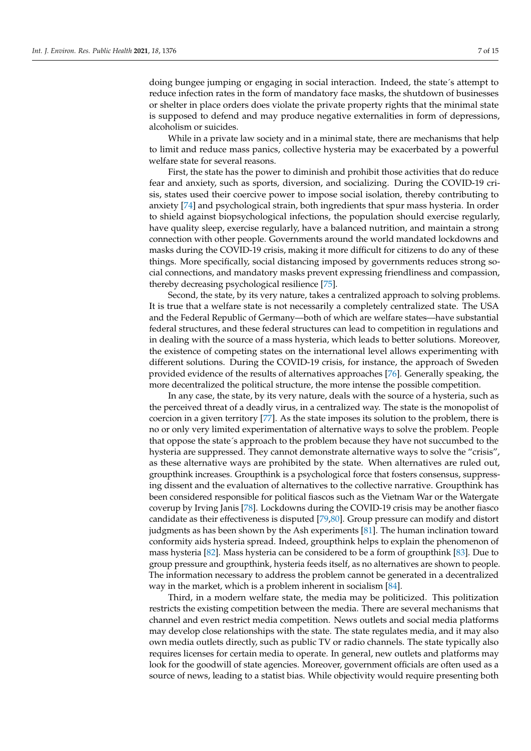doing bungee jumping or engaging in social interaction. Indeed, the state´s attempt to reduce infection rates in the form of mandatory face masks, the shutdown of businesses or shelter in place orders does violate the private property rights that the minimal state is supposed to defend and may produce negative externalities in form of depressions, alcoholism or suicides.

While in a private law society and in a minimal state, there are mechanisms that help to limit and reduce mass panics, collective hysteria may be exacerbated by a powerful welfare state for several reasons.

First, the state has the power to diminish and prohibit those activities that do reduce fear and anxiety, such as sports, diversion, and socializing. During the COVID-19 crisis, states used their coercive power to impose social isolation, thereby contributing to anxiety [74] and psychological strain, both ingredients that spur mass hysteria. In order to shield against biopsychological infections, the population should exercise regularly, have quality sleep, exercise regularly, have a balanced nutrition, and maintain a strong connection with other people. Governments around the world mandated lockdowns and masks during the COVID-19 crisis, making it more difficult for citizens to do any of these things. More specifically, social distancing imposed by governments reduces strong social connections, and mandatory masks prevent expressing friendliness and compassion, thereby decreasing psychological resilience [75].

Second, the state, by its very nature, takes a centralized approach to solving problems. It is true that a welfare state is not necessarily a completely centralized state. The USA and the Federal Republic of Germany—both of which are welfare states—have substantial federal structures, and these federal structures can lead to competition in regulations and in dealing with the source of a mass hysteria, which leads to better solutions. Moreover, the existence of competing states on the international level allows experimenting with different solutions. During the COVID-19 crisis, for instance, the approach of Sweden provided evidence of the results of alternatives approaches [76]. Generally speaking, the more decentralized the political structure, the more intense the possible competition.

In any case, the state, by its very nature, deals with the source of a hysteria, such as the perceived threat of a deadly virus, in a centralized way. The state is the monopolist of coercion in a given territory [77]. As the state imposes its solution to the problem, there is no or only very limited experimentation of alternative ways to solve the problem. People that oppose the state´s approach to the problem because they have not succumbed to the hysteria are suppressed. They cannot demonstrate alternative ways to solve the "crisis", as these alternative ways are prohibited by the state. When alternatives are ruled out, groupthink increases. Groupthink is a psychological force that fosters consensus, suppressing dissent and the evaluation of alternatives to the collective narrative. Groupthink has been considered responsible for political fiascos such as the Vietnam War or the Watergate coverup by Irving Janis [78]. Lockdowns during the COVID-19 crisis may be another fiasco candidate as their effectiveness is disputed [79,80]. Group pressure can modify and distort judgments as has been shown by the Ash experiments [81]. The human inclination toward conformity aids hysteria spread. Indeed, groupthink helps to explain the phenomenon of mass hysteria [82]. Mass hysteria can be considered to be a form of groupthink [83]. Due to group pressure and groupthink, hysteria feeds itself, as no alternatives are shown to people. The information necessary to address the problem cannot be generated in a decentralized way in the market, which is a problem inherent in socialism [84].

Third, in a modern welfare state, the media may be politicized. This politization restricts the existing competition between the media. There are several mechanisms that channel and even restrict media competition. News outlets and social media platforms may develop close relationships with the state. The state regulates media, and it may also own media outlets directly, such as public TV or radio channels. The state typically also requires licenses for certain media to operate. In general, new outlets and platforms may look for the goodwill of state agencies. Moreover, government officials are often used as a source of news, leading to a statist bias. While objectivity would require presenting both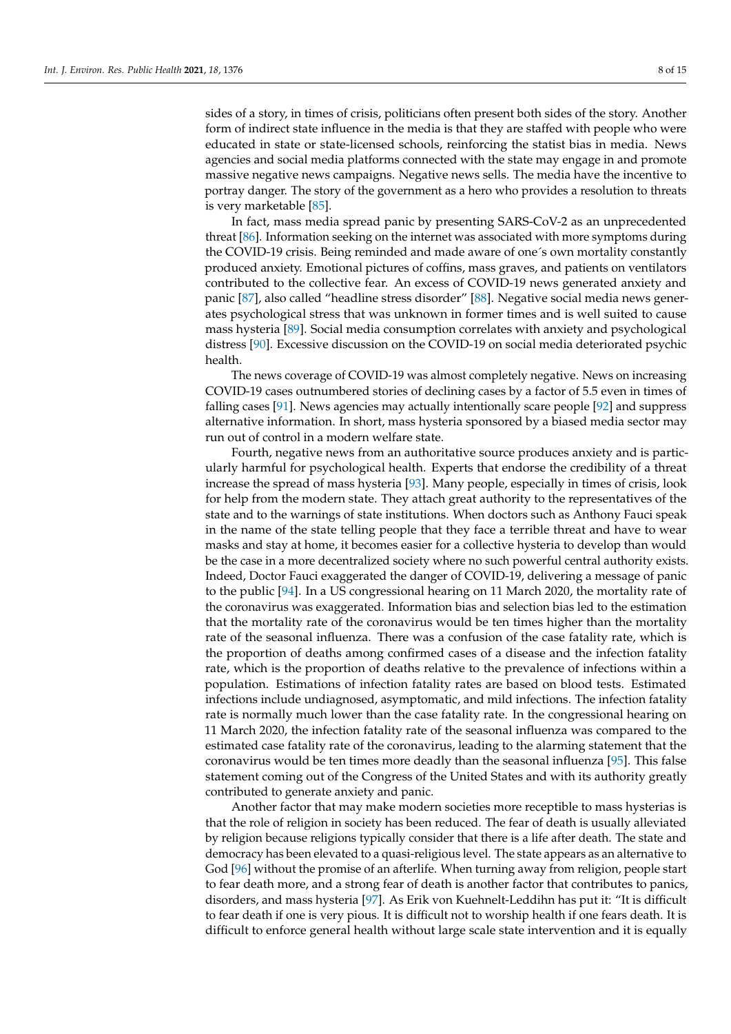sides of a story, in times of crisis, politicians often present both sides of the story. Another form of indirect state influence in the media is that they are staffed with people who were educated in state or state-licensed schools, reinforcing the statist bias in media. News agencies and social media platforms connected with the state may engage in and promote massive negative news campaigns. Negative news sells. The media have the incentive to portray danger. The story of the government as a hero who provides a resolution to threats is very marketable [85].

In fact, mass media spread panic by presenting SARS-CoV-2 as an unprecedented threat [86]. Information seeking on the internet was associated with more symptoms during the COVID-19 crisis. Being reminded and made aware of one´s own mortality constantly produced anxiety. Emotional pictures of coffins, mass graves, and patients on ventilators contributed to the collective fear. An excess of COVID-19 news generated anxiety and panic [87], also called "headline stress disorder" [88]. Negative social media news generates psychological stress that was unknown in former times and is well suited to cause mass hysteria [89]. Social media consumption correlates with anxiety and psychological distress [90]. Excessive discussion on the COVID-19 on social media deteriorated psychic health.

The news coverage of COVID-19 was almost completely negative. News on increasing COVID-19 cases outnumbered stories of declining cases by a factor of 5.5 even in times of falling cases [91]. News agencies may actually intentionally scare people [92] and suppress alternative information. In short, mass hysteria sponsored by a biased media sector may run out of control in a modern welfare state.

Fourth, negative news from an authoritative source produces anxiety and is particularly harmful for psychological health. Experts that endorse the credibility of a threat increase the spread of mass hysteria [93]. Many people, especially in times of crisis, look for help from the modern state. They attach great authority to the representatives of the state and to the warnings of state institutions. When doctors such as Anthony Fauci speak in the name of the state telling people that they face a terrible threat and have to wear masks and stay at home, it becomes easier for a collective hysteria to develop than would be the case in a more decentralized society where no such powerful central authority exists. Indeed, Doctor Fauci exaggerated the danger of COVID-19, delivering a message of panic to the public [94]. In a US congressional hearing on 11 March 2020, the mortality rate of the coronavirus was exaggerated. Information bias and selection bias led to the estimation that the mortality rate of the coronavirus would be ten times higher than the mortality rate of the seasonal influenza. There was a confusion of the case fatality rate, which is the proportion of deaths among confirmed cases of a disease and the infection fatality rate, which is the proportion of deaths relative to the prevalence of infections within a population. Estimations of infection fatality rates are based on blood tests. Estimated infections include undiagnosed, asymptomatic, and mild infections. The infection fatality rate is normally much lower than the case fatality rate. In the congressional hearing on 11 March 2020, the infection fatality rate of the seasonal influenza was compared to the estimated case fatality rate of the coronavirus, leading to the alarming statement that the coronavirus would be ten times more deadly than the seasonal influenza [95]. This false statement coming out of the Congress of the United States and with its authority greatly contributed to generate anxiety and panic.

Another factor that may make modern societies more receptible to mass hysterias is that the role of religion in society has been reduced. The fear of death is usually alleviated by religion because religions typically consider that there is a life after death. The state and democracy has been elevated to a quasi-religious level. The state appears as an alternative to God [96] without the promise of an afterlife. When turning away from religion, people start to fear death more, and a strong fear of death is another factor that contributes to panics, disorders, and mass hysteria [97]. As Erik von Kuehnelt-Leddihn has put it: "It is difficult to fear death if one is very pious. It is difficult not to worship health if one fears death. It is difficult to enforce general health without large scale state intervention and it is equally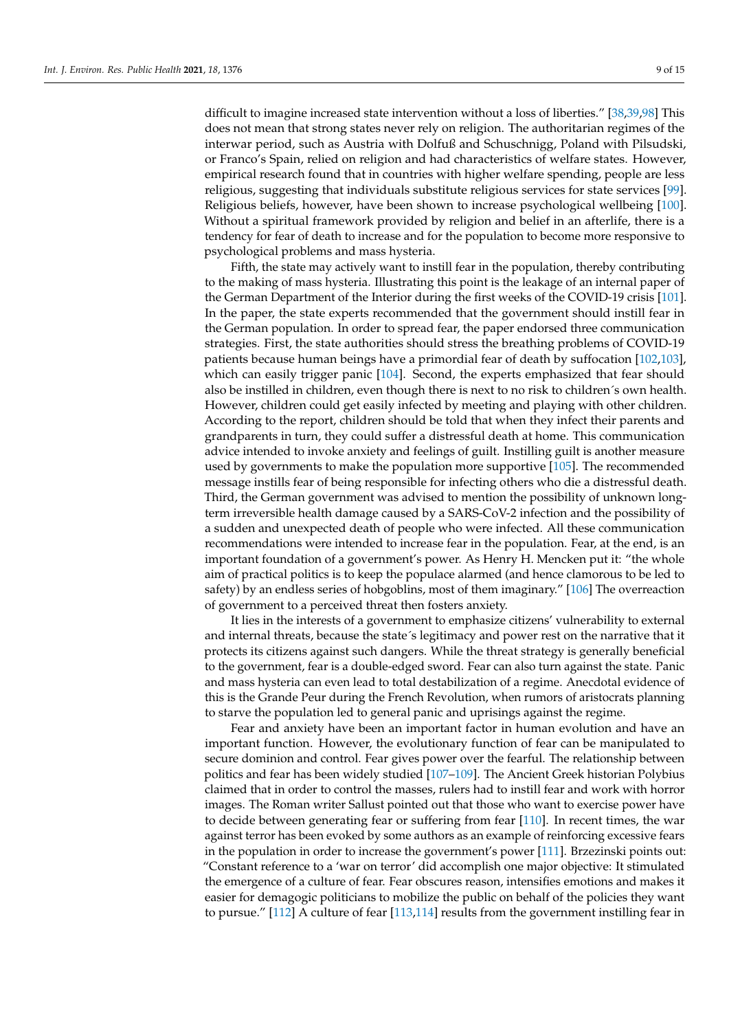difficult to imagine increased state intervention without a loss of liberties." [38,39,98] This does not mean that strong states never rely on religion. The authoritarian regimes of the interwar period, such as Austria with Dolfuß and Schuschnigg, Poland with Pilsudski, or Franco's Spain, relied on religion and had characteristics of welfare states. However, empirical research found that in countries with higher welfare spending, people are less religious, suggesting that individuals substitute religious services for state services [99]. Religious beliefs, however, have been shown to increase psychological wellbeing [100]. Without a spiritual framework provided by religion and belief in an afterlife, there is a tendency for fear of death to increase and for the population to become more responsive to psychological problems and mass hysteria.

Fifth, the state may actively want to instill fear in the population, thereby contributing to the making of mass hysteria. Illustrating this point is the leakage of an internal paper of the German Department of the Interior during the first weeks of the COVID-19 crisis [101]. In the paper, the state experts recommended that the government should instill fear in the German population. In order to spread fear, the paper endorsed three communication strategies. First, the state authorities should stress the breathing problems of COVID-19 patients because human beings have a primordial fear of death by suffocation [102,103], which can easily trigger panic [104]. Second, the experts emphasized that fear should also be instilled in children, even though there is next to no risk to children´s own health. However, children could get easily infected by meeting and playing with other children. According to the report, children should be told that when they infect their parents and grandparents in turn, they could suffer a distressful death at home. This communication advice intended to invoke anxiety and feelings of guilt. Instilling guilt is another measure used by governments to make the population more supportive [105]. The recommended message instills fear of being responsible for infecting others who die a distressful death. Third, the German government was advised to mention the possibility of unknown long-term irreversible health damage caused by a SARS-CoV-2 infection and the possibility of a sudden and unexpected death of people who were infected. All these communication recommendations were intended to increase fear in the population. Fear, at the end, is an important foundation of a government's power. As Henry H. Mencken put it: "the whole aim of practical politics is to keep the populace alarmed (and hence clamorous to be led to safety) by an endless series of hobgoblins, most of them imaginary." [106] The overreaction of government to a perceived threat then fosters anxiety.

It lies in the interests of a government to emphasize citizens' vulnerability to external and internal threats, because the state´s legitimacy and power rest on the narrative that it protects its citizens against such dangers. While the threat strategy is generally beneficial to the government, fear is a double-edged sword. Fear can also turn against the state. Panic and mass hysteria can even lead to total destabilization of a regime. Anecdotal evidence of this is the Grande Peur during the French Revolution, when rumors of aristocrats planning to starve the population led to general panic and uprisings against the regime.

Fear and anxiety have been an important factor in human evolution and have an important function. However, the evolutionary function of fear can be manipulated to secure dominion and control. Fear gives power over the fearful. The relationship between politics and fear has been widely studied [107–109]. The Ancient Greek historian Polybius claimed that in order to control the masses, rulers had to instill fear and work with horror images. The Roman writer Sallust pointed out that those who want to exercise power have to decide between generating fear or suffering from fear [110]. In recent times, the war against terror has been evoked by some authors as an example of reinforcing excessive fears in the population in order to increase the government's power [111]. Brzezinski points out: "Constant reference to a 'war on terror' did accomplish one major objective: It stimulated the emergence of a culture of fear. Fear obscures reason, intensifies emotions and makes it easier for demagogic politicians to mobilize the public on behalf of the policies they want to pursue." [112] A culture of fear [113,114] results from the government instilling fear in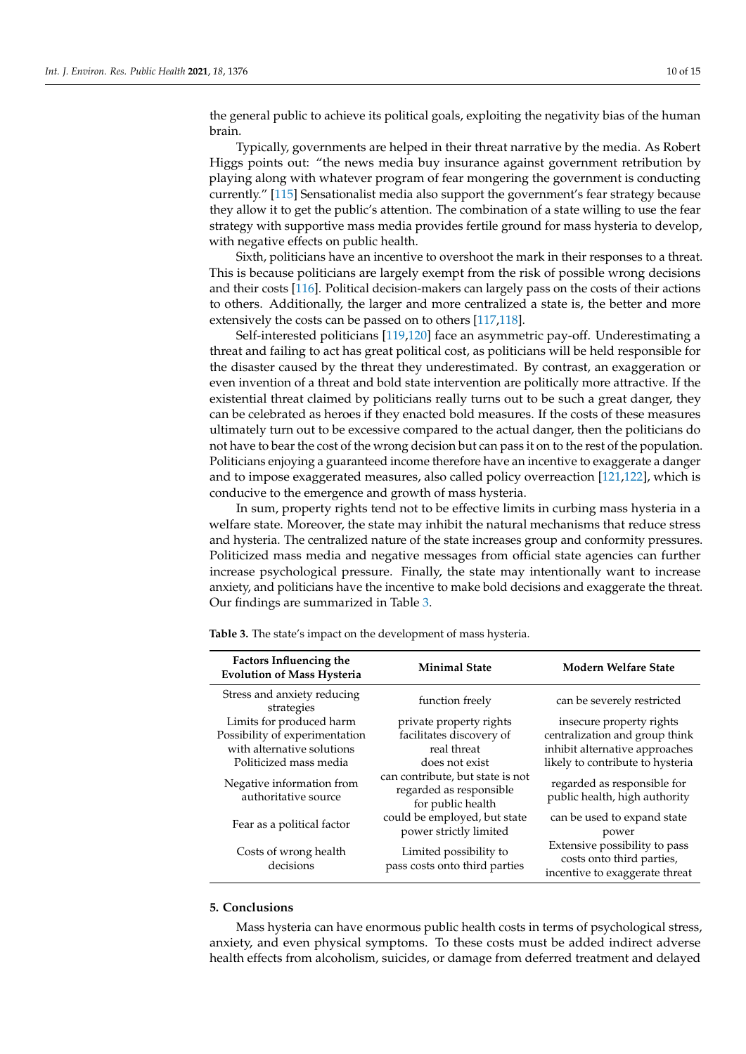the general public to achieve its political goals, exploiting the negativity bias of the human brain.

Typically, governments are helped in their threat narrative by the media. As Robert Higgs points out: "the news media buy insurance against government retribution by playing along with whatever program of fear mongering the government is conducting currently." [115] Sensationalist media also support the government's fear strategy because they allow it to get the public's attention. The combination of a state willing to use the fear strategy with supportive mass media provides fertile ground for mass hysteria to develop, with negative effects on public health.

Sixth, politicians have an incentive to overshoot the mark in their responses to a threat. This is because politicians are largely exempt from the risk of possible wrong decisions and their costs [116]. Political decision-makers can largely pass on the costs of their actions to others. Additionally, the larger and more centralized a state is, the better and more extensively the costs can be passed on to others [117,118].

Self-interested politicians [119,120] face an asymmetric pay-off. Underestimating a threat and failing to act has great political cost, as politicians will be held responsible for the disaster caused by the threat they underestimated. By contrast, an exaggeration or even invention of a threat and bold state intervention are politically more attractive. If the existential threat claimed by politicians really turns out to be such a great danger, they can be celebrated as heroes if they enacted bold measures. If the costs of these measures ultimately turn out to be excessive compared to the actual danger, then the politicians do not have to bear the cost of the wrong decision but can pass it on to the rest of the population. Politicians enjoying a guaranteed income therefore have an incentive to exaggerate a danger and to impose exaggerated measures, also called policy overreaction [121,122], which is conducive to the emergence and growth of mass hysteria.

In sum, property rights tend not to be effective limits in curbing mass hysteria in a welfare state. Moreover, the state may inhibit the natural mechanisms that reduce stress and hysteria. The centralized nature of the state increases group and conformity pressures. Politicized mass media and negative messages from official state agencies can further increase psychological pressure. Finally, the state may intentionally want to increase anxiety, and politicians have the incentive to make bold decisions and exaggerate the threat. Our findings are summarized in Table 3.

**Table 3.** The state's impact on the development of mass hysteria.

| Factors Influencing the Evolution of Mass Hysteria | Minimal State | Modern Welfare State |
| --- | --- | --- |
| Stress and anxiety reducing strategies | function freely | can be severely restricted |
| Limits for produced harm | private property rights | insecure property rights |
| Possibility of experimentation with alternative solutions | facilitates discovery of real threat | centralization and group think inhibit alternative approaches |
| Politicized mass media | does not exist | likely to contribute to hysteria |
| Negative information from authoritative source | can contribute, but state is not regarded as responsible for public health | regarded as responsible for public health, high authority |
| Fear as a political factor | could be employed, but state power strictly limited | can be used to expand state power |
| Costs of wrong health decisions | Limited possibility to pass costs onto third parties | Extensive possibility to pass costs onto third parties, incentive to exaggerate threat |

## 5. Conclusions

Mass hysteria can have enormous public health costs in terms of psychological stress, anxiety, and even physical symptoms. To these costs must be added indirect adverse health effects from alcoholism, suicides, or damage from deferred treatment and delayed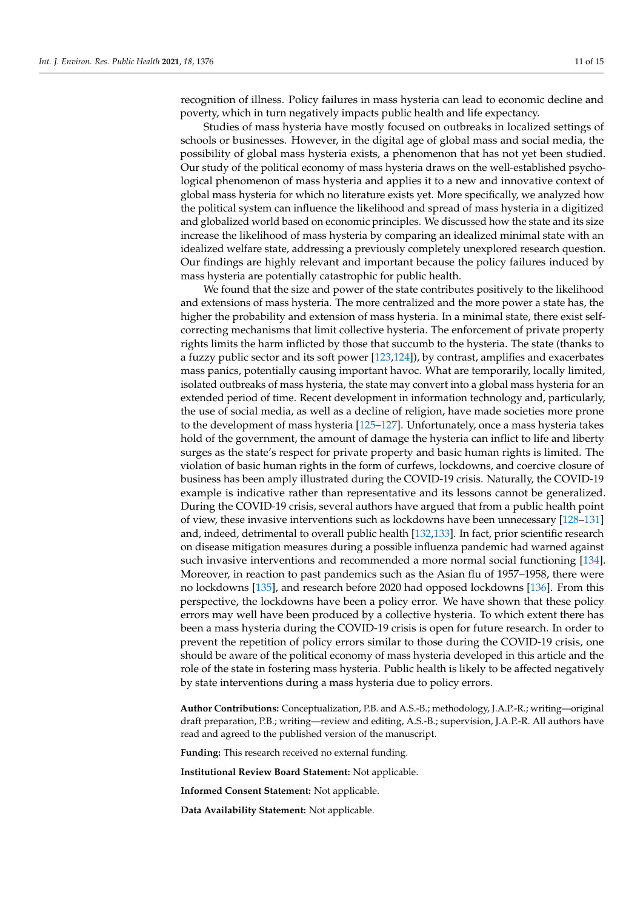recognition of illness. Policy failures in mass hysteria can lead to economic decline and poverty, which in turn negatively impacts public health and life expectancy.

Studies of mass hysteria have mostly focused on outbreaks in localized settings of schools or businesses. However, in the digital age of global mass and social media, the possibility of global mass hysteria exists, a phenomenon that has not yet been studied. Our study of the political economy of mass hysteria draws on the well-established psychological phenomenon of mass hysteria and applies it to a new and innovative context of global mass hysteria for which no literature exists yet. More specifically, we analyzed how the political system can influence the likelihood and spread of mass hysteria in a digitized and globalized world based on economic principles. We discussed how the state and its size increase the likelihood of mass hysteria by comparing an idealized minimal state with an idealized welfare state, addressing a previously completely unexplored research question. Our findings are highly relevant and important because the policy failures induced by mass hysteria are potentially catastrophic for public health.

We found that the size and power of the state contributes positively to the likelihood and extensions of mass hysteria. The more centralized and the more power a state has, the higher the probability and extension of mass hysteria. In a minimal state, there exist self-correcting mechanisms that limit collective hysteria. The enforcement of private property rights limits the harm inflicted by those that succumb to the hysteria. The state (thanks to a fuzzy public sector and its soft power [123,124]), by contrast, amplifies and exacerbates mass panics, potentially causing important havoc. What are temporarily, locally limited, isolated outbreaks of mass hysteria, the state may convert into a global mass hysteria for an extended period of time. Recent development in information technology and, particularly, the use of social media, as well as a decline of religion, have made societies more prone to the development of mass hysteria [125–127]. Unfortunately, once a mass hysteria takes hold of the government, the amount of damage the hysteria can inflict to life and liberty surges as the state's respect for private property and basic human rights is limited. The violation of basic human rights in the form of curfews, lockdowns, and coercive closure of business has been amply illustrated during the COVID-19 crisis. Naturally, the COVID-19 example is indicative rather than representative and its lessons cannot be generalized. During the COVID-19 crisis, several authors have argued that from a public health point of view, these invasive interventions such as lockdowns have been unnecessary [128–131] and, indeed, detrimental to overall public health [132,133]. In fact, prior scientific research on disease mitigation measures during a possible influenza pandemic had warned against such invasive interventions and recommended a more normal social functioning [134]. Moreover, in reaction to past pandemics such as the Asian flu of 1957–1958, there were no lockdowns [135], and research before 2020 had opposed lockdowns [136]. From this perspective, the lockdowns have been a policy error. We have shown that these policy errors may well have been produced by a collective hysteria. To which extent there has been a mass hysteria during the COVID-19 crisis is open for future research. In order to prevent the repetition of policy errors similar to those during the COVID-19 crisis, one should be aware of the political economy of mass hysteria developed in this article and the role of the state in fostering mass hysteria. Public health is likely to be affected negatively by state interventions during a mass hysteria due to policy errors.

**Author Contributions:** Conceptualization, P.B. and A.S.-B.; methodology, J.A.P.-R.; writing—original draft preparation, P.B.; writing—review and editing, A.S.-B.; supervision, J.A.P.-R. All authors have read and agreed to the published version of the manuscript.

**Funding:** This research received no external funding.

**Institutional Review Board Statement:** Not applicable.

**Informed Consent Statement:** Not applicable.

**Data Availability Statement:** Not applicable.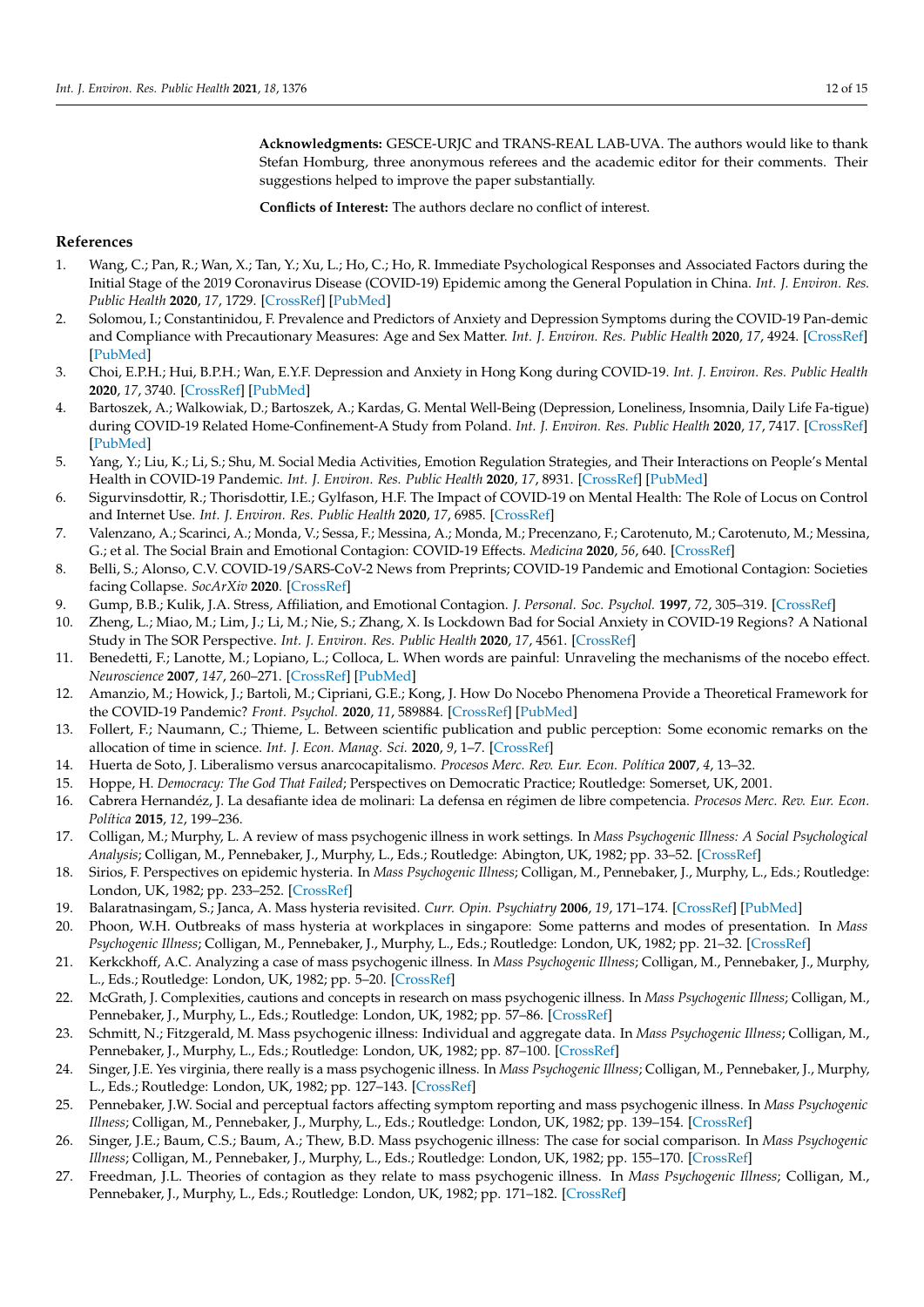**Acknowledgments:** GESCE-URJC and TRANS-REAL LAB-UVA. The authors would like to thank Stefan Homburg, three anonymous referees and the academic editor for their comments. Their suggestions helped to improve the paper substantially.

**Conflicts of Interest:** The authors declare no conflict of interest.

## References

1. Wang, C.; Pan, R.; Wan, X.; Tan, Y.; Xu, L.; Ho, C.; Ho, R. Immediate Psychological Responses and Associated Factors during the Initial Stage of the 2019 Coronavirus Disease (COVID-19) Epidemic among the General Population in China. *Int. J. Environ. Res. Public Health* **2020**, *17*, 1729. [CrossRef] [PubMed]
2. Solomou, I.; Constantinidou, F. Prevalence and Predictors of Anxiety and Depression Symptoms during the COVID-19 Pan-demic and Compliance with Precautionary Measures: Age and Sex Matter. *Int. J. Environ. Res. Public Health* **2020**, *17*, 4924. [CrossRef] [PubMed]
3. Choi, E.P.H.; Hui, B.P.H.; Wan, E.Y.F. Depression and Anxiety in Hong Kong during COVID-19. *Int. J. Environ. Res. Public Health* **2020**, *17*, 3740. [CrossRef] [PubMed]
4. Bartoszek, A.; Walkowiak, D.; Bartoszek, A.; Kardas, G. Mental Well-Being (Depression, Loneliness, Insomnia, Daily Life Fa-tigue) during COVID-19 Related Home-Confinement-A Study from Poland. *Int. J. Environ. Res. Public Health* **2020**, *17*, 7417. [CrossRef] [PubMed]
5. Yang, Y.; Liu, K.; Li, S.; Shu, M. Social Media Activities, Emotion Regulation Strategies, and Their Interactions on People's Mental Health in COVID-19 Pandemic. *Int. J. Environ. Res. Public Health* **2020**, *17*, 8931. [CrossRef] [PubMed]
6. Sigurvinsdottir, R.; Thorisdottir, I.E.; Gylfason, H.F. The Impact of COVID-19 on Mental Health: The Role of Locus on Control and Internet Use. *Int. J. Environ. Res. Public Health* **2020**, *17*, 6985. [CrossRef]
7. Valenzano, A.; Scarinci, A.; Monda, V.; Sessa, F.; Messina, A.; Monda, M.; Precenzano, F.; Carotenuto, M.; Carotenuto, M.; Messina, G.; et al. The Social Brain and Emotional Contagion: COVID-19 Effects. *Medicina* **2020**, *56*, 640. [CrossRef]
8. Belli, S.; Alonso, C.V. COVID-19/SARS-CoV-2 News from Preprints; COVID-19 Pandemic and Emotional Contagion: Societies facing Collapse. *SocArXiv* **2020**. [CrossRef]
9. Gump, B.B.; Kulik, J.A. Stress, Affiliation, and Emotional Contagion. *J. Personal. Soc. Psychol.* **1997**, *72*, 305–319. [CrossRef]
10. Zheng, L.; Miao, M.; Lim, J.; Li, M.; Nie, S.; Zhang, X. Is Lockdown Bad for Social Anxiety in COVID-19 Regions? A National Study in The SOR Perspective. *Int. J. Environ. Res. Public Health* **2020**, *17*, 4561. [CrossRef]
11. Benedetti, F.; Lanotte, M.; Lopiano, L.; Colloca, L. When words are painful: Unraveling the mechanisms of the nocebo effect. *Neuroscience* **2007**, *147*, 260–271. [CrossRef] [PubMed]
12. Amanzio, M.; Howick, J.; Bartoli, M.; Cipriani, G.E.; Kong, J. How Do Nocebo Phenomena Provide a Theoretical Framework for the COVID-19 Pandemic? *Front. Psychol.* **2020**, *11*, 589884. [CrossRef] [PubMed]
13. Follert, F.; Naumann, C.; Thieme, L. Between scientific publication and public perception: Some economic remarks on the allocation of time in science. *Int. J. Econ. Manag. Sci.* **2020**, *9*, 1–7. [CrossRef]
14. Huerta de Soto, J. Liberalismo versus anarcocapitalismo. *Procesos Merc. Rev. Eur. Econ. Política* **2007**, *4*, 13–32.
15. Hoppe, H. *Democracy: The God That Failed*; Perspectives on Democratic Practice; Routledge: Somerset, UK, 2001.
16. Cabrera Hernandéz, J. La desafiante idea de molinari: La defensa en régimen de libre competencia. *Procesos Merc. Rev. Eur. Econ. Política* **2015**, *12*, 199–236.
17. Colligan, M.; Murphy, L. A review of mass psychogenic illness in work settings. In *Mass Psychogenic Illness: A Social Psychological Analysis*; Colligan, M., Pennebaker, J., Murphy, L., Eds.; Routledge: Abington, UK, 1982; pp. 33–52. [CrossRef]
18. Sirios, F. Perspectives on epidemic hysteria. In *Mass Psychogenic Illness*; Colligan, M., Pennebaker, J., Murphy, L., Eds.; Routledge: London, UK, 1982; pp. 233–252. [CrossRef]
19. Balaratnasingam, S.; Janca, A. Mass hysteria revisited. *Curr. Opin. Psychiatry* **2006**, *19*, 171–174. [CrossRef] [PubMed]
20. Phoon, W.H. Outbreaks of mass hysteria at workplaces in singapore: Some patterns and modes of presentation. In *Mass Psychogenic Illness*; Colligan, M., Pennebaker, J., Murphy, L., Eds.; Routledge: London, UK, 1982; pp. 21–32. [CrossRef]
21. Kerkckhoff, A.C. Analyzing a case of mass psychogenic illness. In *Mass Psychogenic Illness*; Colligan, M., Pennebaker, J., Murphy, L., Eds.; Routledge: London, UK, 1982; pp. 5–20. [CrossRef]
22. McGrath, J. Complexities, cautions and concepts in research on mass psychogenic illness. In *Mass Psychogenic Illness*; Colligan, M., Pennebaker, J., Murphy, L., Eds.; Routledge: London, UK, 1982; pp. 57–86. [CrossRef]
23. Schmitt, N.; Fitzgerald, M. Mass psychogenic illness: Individual and aggregate data. In *Mass Psychogenic Illness*; Colligan, M., Pennebaker, J., Murphy, L., Eds.; Routledge: London, UK, 1982; pp. 87–100. [CrossRef]
24. Singer, J.E. Yes virginia, there really is a mass psychogenic illness. In *Mass Psychogenic Illness*; Colligan, M., Pennebaker, J., Murphy, L., Eds.; Routledge: London, UK, 1982; pp. 127–143. [CrossRef]
25. Pennebaker, J.W. Social and perceptual factors affecting symptom reporting and mass psychogenic illness. In *Mass Psychogenic Illness*; Colligan, M., Pennebaker, J., Murphy, L., Eds.; Routledge: London, UK, 1982; pp. 139–154. [CrossRef]
26. Singer, J.E.; Baum, C.S.; Baum, A.; Thew, B.D. Mass psychogenic illness: The case for social comparison. In *Mass Psychogenic Illness*; Colligan, M., Pennebaker, J., Murphy, L., Eds.; Routledge: London, UK, 1982; pp. 155–170. [CrossRef]
27. Freedman, J.L. Theories of contagion as they relate to mass psychogenic illness. In *Mass Psychogenic Illness*; Colligan, M., Pennebaker, J., Murphy, L., Eds.; Routledge: London, UK, 1982; pp. 171–182. [CrossRef]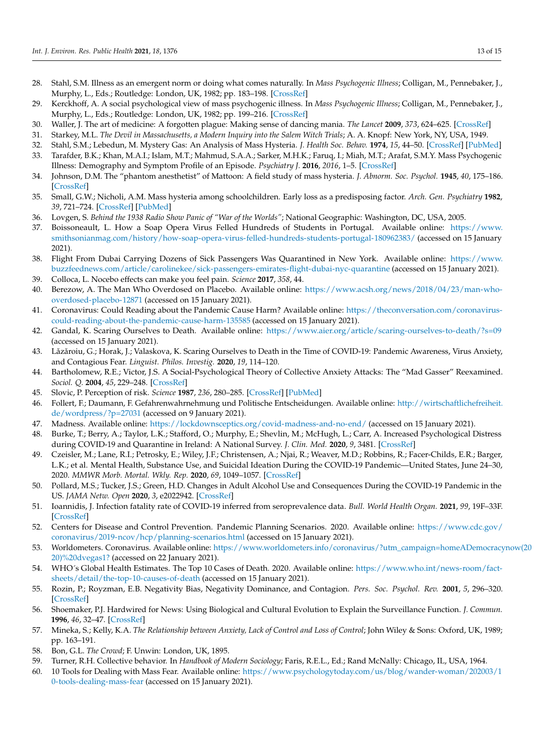28. Stahl, S.M. Illness as an emergent norm or doing what comes naturally. In *Mass Psychogenic Illness*; Colligan, M., Pennebaker, J., Murphy, L., Eds.; Routledge: London, UK, 1982; pp. 183–198. [CrossRef]
29. Kerckhoff, A. A social psychological view of mass psychogenic illness. In *Mass Psychogenic Illness*; Colligan, M., Pennebaker, J., Murphy, L., Eds.; Routledge: London, UK, 1982; pp. 199–216. [CrossRef]
30. Waller, J. The art of medicine: A forgotten plague: Making sense of dancing mania. *The Lancet* **2009**, *373*, 624–625. [CrossRef]
31. Starkey, M.L. *The Devil in Massachusetts, a Modern Inquiry into the Salem Witch Trials*; A. A. Knopf: New York, NY, USA, 1949.
32. Stahl, S.M.; Lebedun, M. Mystery Gas: An Analysis of Mass Hysteria. *J. Health Soc. Behav.* **1974**, *15*, 44–50. [CrossRef] [PubMed]
33. Tarafder, B.K.; Khan, M.A.I.; Islam, M.T.; Mahmud, S.A.A.; Sarker, M.H.K.; Faruq, I.; Miah, M.T.; Arafat, S.M.Y. Mass Psychogenic Illness: Demography and Symptom Profile of an Episode. *Psychiatry J.* **2016**, *2016*, 1–5. [CrossRef]
34. Johnson, D.M. The "phantom anesthetist" of Mattoon: A field study of mass hysteria. *J. Abnorm. Soc. Psychol.* **1945**, *40*, 175–186. [CrossRef]
35. Small, G.W.; Nicholi, A.M. Mass hysteria among schoolchildren. Early loss as a predisposing factor. *Arch. Gen. Psychiatry* **1982**, *39*, 721–724. [CrossRef] [PubMed]
36. Lovgen, S. *Behind the 1938 Radio Show Panic of "War of the Worlds"*; National Geographic: Washington, DC, USA, 2005.
37. Boissoneault, L. How a Soap Opera Virus Felled Hundreds of Students in Portugal. Available online: https://www.smithsonianmag.com/history/how-soap-opera-virus-felled-hundreds-students-portugal-180962383/ (accessed on 15 January 2021).
38. Flight From Dubai Carrying Dozens of Sick Passengers Was Quarantined in New York. Available online: https://www.buzzfeednews.com/article/carolinekee/sick-passengers-emirates-flight-dubai-nyc-quarantine (accessed on 15 January 2021).
39. Colloca, L. Nocebo effects can make you feel pain. *Science* **2017**, *358*, 44.
40. Berezow, A. The Man Who Overdosed on Placebo. Available online: https://www.acsh.org/news/2018/04/23/man-who-overdosed-placebo-12871 (accessed on 15 January 2021).
41. Coronavirus: Could Reading about the Pandemic Cause Harm? Available online: https://theconversation.com/coronavirus-could-reading-about-the-pandemic-cause-harm-135585 (accessed on 15 January 2021).
42. Gandal, K. Scaring Ourselves to Death. Available online: https://www.aier.org/article/scaring-ourselves-to-death/?s=09 (accessed on 15 January 2021).
43. Lăzăroiu, G.; Horak, J.; Valaskova, K. Scaring Ourselves to Death in the Time of COVID-19: Pandemic Awareness, Virus Anxiety, and Contagious Fear. *Linguist. Philos. Investig.* **2020**, *19*, 114–120.
44. Bartholomew, R.E.; Victor, J.S. A Social-Psychological Theory of Collective Anxiety Attacks: The "Mad Gasser" Reexamined. *Sociol. Q.* **2004**, *45*, 229–248. [CrossRef]
45. Slovic, P. Perception of risk. *Science* **1987**, *236*, 280–285. [CrossRef] [PubMed]
46. Follert, F.; Daumann, F. Gefahrenwahrnehmung und Politische Entscheidungen. Available online: http://wirtschaftlichefreiheit.de/wordpress/?p=27031 (accessed on 9 January 2021).
47. Madness. Available online: https://lockdownsceptics.org/covid-madness-and-no-end/ (accessed on 15 January 2021).
48. Burke, T.; Berry, A.; Taylor, L.K.; Stafford, O.; Murphy, E.; Shevlin, M.; McHugh, L.; Carr, A. Increased Psychological Distress during COVID-19 and Quarantine in Ireland: A National Survey. *J. Clin. Med.* **2020**, *9*, 3481. [CrossRef]
49. Czeisler, M.; Lane, R.I.; Petrosky, E.; Wiley, J.F.; Christensen, A.; Njai, R.; Weaver, M.D.; Robbins, R.; Facer-Childs, E.R.; Barger, L.K.; et al. Mental Health, Substance Use, and Suicidal Ideation During the COVID-19 Pandemic—United States, June 24–30, 2020. *MMWR Morb. Mortal. Wkly. Rep.* **2020**, *69*, 1049–1057. [CrossRef]
50. Pollard, M.S.; Tucker, J.S.; Green, H.D. Changes in Adult Alcohol Use and Consequences During the COVID-19 Pandemic in the US. *JAMA Netw. Open* **2020**, *3*, e2022942. [CrossRef]
51. Ioannidis, J. Infection fatality rate of COVID-19 inferred from seroprevalence data. *Bull. World Health Organ.* **2021**, *99*, 19F–33F. [CrossRef]
52. Centers for Disease and Control Prevention. Pandemic Planning Scenarios. 2020. Available online: https://www.cdc.gov/coronavirus/2019-ncov/hcp/planning-scenarios.html (accessed on 15 January 2021).
53. Worldometers. Coronavirus. Available online: https://www.worldometers.info/coronavirus/?utm_campaign=homeADemocracynow(2020)%20dvegas1? (accessed on 22 January 2021).
54. WHO´s Global Health Estimates. The Top 10 Cases of Death. 2020. Available online: https://www.who.int/news-room/fact-sheets/detail/the-top-10-causes-of-death (accessed on 15 January 2021).
55. Rozin, P.; Royzman, E.B. Negativity Bias, Negativity Dominance, and Contagion. *Pers. Soc. Psychol. Rev.* **2001**, *5*, 296–320. [CrossRef]
56. Shoemaker, P.J. Hardwired for News: Using Biological and Cultural Evolution to Explain the Surveillance Function. *J. Commun.* **1996**, *46*, 32–47. [CrossRef]
57. Mineka, S.; Kelly, K.A. *The Relationship between Anxiety, Lack of Control and Loss of Control*; John Wiley & Sons: Oxford, UK, 1989; pp. 163–191.
58. Bon, G.L. *The Crowd*; F. Unwin: London, UK, 1895.
59. Turner, R.H. Collective behavior. In *Handbook of Modern Sociology*; Faris, R.E.L., Ed.; Rand McNally: Chicago, IL, USA, 1964.
60. 10 Tools for Dealing with Mass Fear. Available online: https://www.psychologytoday.com/us/blog/wander-woman/202003/10-tools-dealing-mass-fear (accessed on 15 January 2021).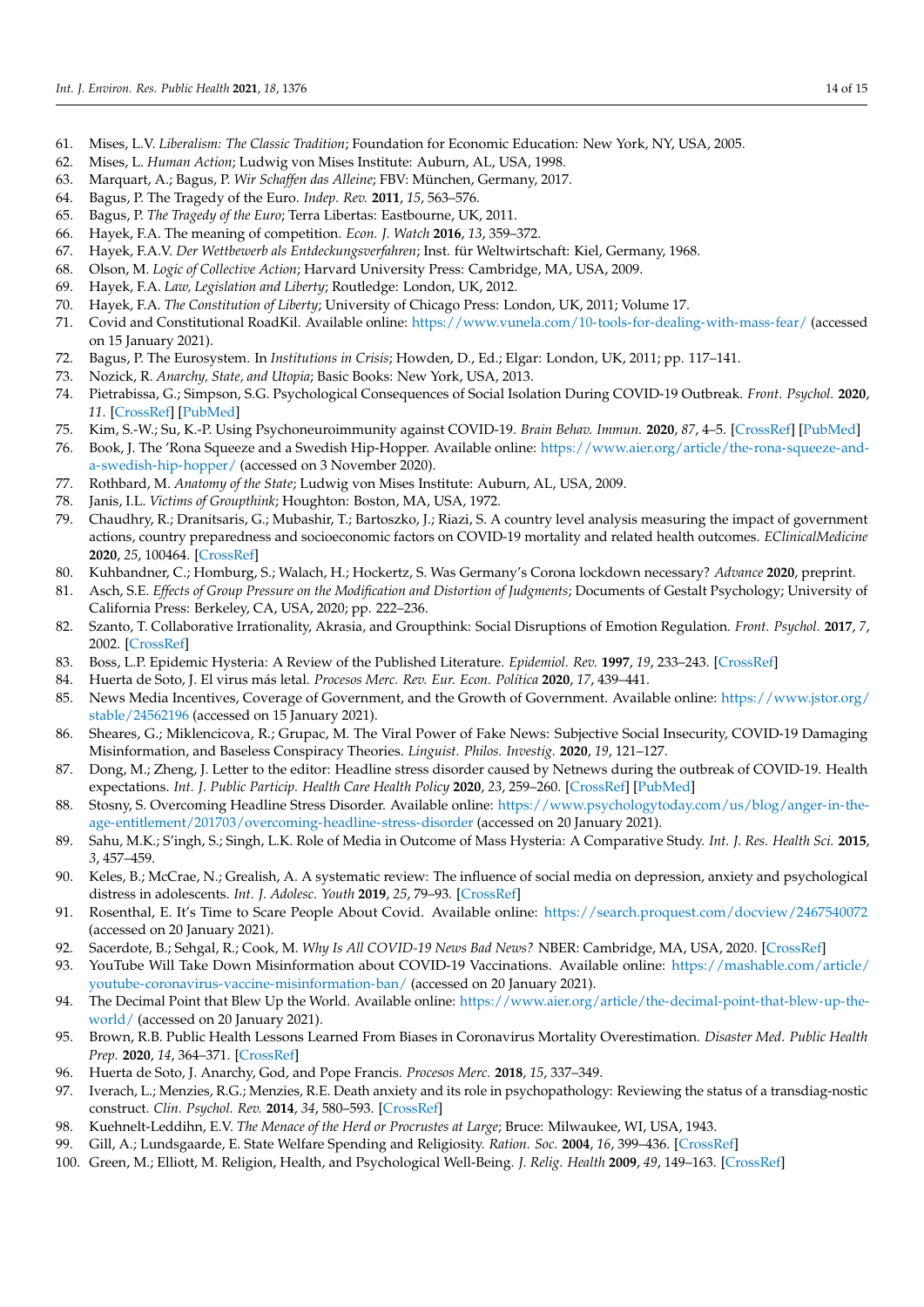61. Mises, L.V. *Liberalism: The Classic Tradition*; Foundation for Economic Education: New York, NY, USA, 2005.
62. Mises, L. *Human Action*; Ludwig von Mises Institute: Auburn, AL, USA, 1998.
63. Marquart, A.; Bagus, P. *Wir Schaffen das Alleine*; FBV: München, Germany, 2017.
64. Bagus, P. The Tragedy of the Euro. *Indep. Rev.* **2011**, *15*, 563–576.
65. Bagus, P. *The Tragedy of the Euro*; Terra Libertas: Eastbourne, UK, 2011.
66. Hayek, F.A. The meaning of competition. *Econ. J. Watch* **2016**, *13*, 359–372.
67. Hayek, F.A.V. *Der Wettbewerb als Entdeckungsverfahren*; Inst. für Weltwirtschaft: Kiel, Germany, 1968.
68. Olson, M. *Logic of Collective Action*; Harvard University Press: Cambridge, MA, USA, 2009.
69. Hayek, F.A. *Law, Legislation and Liberty*; Routledge: London, UK, 2012.
70. Hayek, F.A. *The Constitution of Liberty*; University of Chicago Press: London, UK, 2011; Volume 17.
71. Covid and Constitutional RoadKil. Available online: https://www.vunela.com/10-tools-for-dealing-with-mass-fear/ (accessed on 15 January 2021).
72. Bagus, P. The Eurosystem. In *Institutions in Crisis*; Howden, D., Ed.; Elgar: London, UK, 2011; pp. 117–141.
73. Nozick, R. *Anarchy, State, and Utopia*; Basic Books: New York, USA, 2013.
74. Pietrabissa, G.; Simpson, S.G. Psychological Consequences of Social Isolation During COVID-19 Outbreak. *Front. Psychol.* **2020**, *11*. [CrossRef] [PubMed]
75. Kim, S.-W.; Su, K.-P. Using Psychoneuroimmunity against COVID-19. *Brain Behav. Immun.* **2020**, *87*, 4–5. [CrossRef] [PubMed]
76. Book, J. The 'Rona Squeeze and a Swedish Hip-Hopper. Available online: https://www.aier.org/article/the-rona-squeeze-and-a-swedish-hip-hopper/ (accessed on 3 November 2020).
77. Rothbard, M. *Anatomy of the State*; Ludwig von Mises Institute: Auburn, AL, USA, 2009.
78. Janis, I.L. *Victims of Groupthink*; Houghton: Boston, MA, USA, 1972.
79. Chaudhry, R.; Dranitsaris, G.; Mubashir, T.; Bartoszko, J.; Riazi, S. A country level analysis measuring the impact of government actions, country preparedness and socioeconomic factors on COVID-19 mortality and related health outcomes. *EClinicalMedicine* **2020**, *25*, 100464. [CrossRef]
80. Kuhbandner, C.; Homburg, S.; Walach, H.; Hockertz, S. Was Germany's Corona lockdown necessary? *Advance* **2020**, preprint.
81. Asch, S.E. *Effects of Group Pressure on the Modification and Distortion of Judgments*; Documents of Gestalt Psychology; University of California Press: Berkeley, CA, USA, 2020; pp. 222–236.
82. Szanto, T. Collaborative Irrationality, Akrasia, and Groupthink: Social Disruptions of Emotion Regulation. *Front. Psychol.* **2017**, *7*, 2002. [CrossRef]
83. Boss, L.P. Epidemic Hysteria: A Review of the Published Literature. *Epidemiol. Rev.* **1997**, *19*, 233–243. [CrossRef]
84. Huerta de Soto, J. El virus más letal. *Procesos Merc. Rev. Eur. Econ. Política* **2020**, *17*, 439–441.
85. News Media Incentives, Coverage of Government, and the Growth of Government. Available online: https://www.jstor.org/stable/24562196 (accessed on 15 January 2021).
86. Sheares, G.; Miklencicova, R.; Grupac, M. The Viral Power of Fake News: Subjective Social Insecurity, COVID-19 Damaging Misinformation, and Baseless Conspiracy Theories. *Linguist. Philos. Investig.* **2020**, *19*, 121–127.
87. Dong, M.; Zheng, J. Letter to the editor: Headline stress disorder caused by Netnews during the outbreak of COVID-19. Health expectations. *Int. J. Public Particip. Health Care Health Policy* **2020**, *23*, 259–260. [CrossRef] [PubMed]
88. Stosny, S. Overcoming Headline Stress Disorder. Available online: https://www.psychologytoday.com/us/blog/anger-in-the-age-entitlement/201703/overcoming-headline-stress-disorder (accessed on 20 January 2021).
89. Sahu, M.K.; S'ingh, S.; Singh, L.K. Role of Media in Outcome of Mass Hysteria: A Comparative Study. *Int. J. Res. Health Sci.* **2015**, *3*, 457–459.
90. Keles, B.; McCrae, N.; Grealish, A. A systematic review: The influence of social media on depression, anxiety and psychological distress in adolescents. *Int. J. Adolesc. Youth* **2019**, *25*, 79–93. [CrossRef]
91. Rosenthal, E. It's Time to Scare People About Covid. Available online: https://search.proquest.com/docview/2467540072 (accessed on 20 January 2021).
92. Sacerdote, B.; Sehgal, R.; Cook, M. *Why Is All COVID-19 News Bad News?* NBER: Cambridge, MA, USA, 2020. [CrossRef]
93. YouTube Will Take Down Misinformation about COVID-19 Vaccinations. Available online: https://mashable.com/article/youtube-coronavirus-vaccine-misinformation-ban/ (accessed on 20 January 2021).
94. The Decimal Point that Blew Up the World. Available online: https://www.aier.org/article/the-decimal-point-that-blew-up-the-world/ (accessed on 20 January 2021).
95. Brown, R.B. Public Health Lessons Learned From Biases in Coronavirus Mortality Overestimation. *Disaster Med. Public Health Prep.* **2020**, *14*, 364–371. [CrossRef]
96. Huerta de Soto, J. Anarchy, God, and Pope Francis. *Procesos Merc.* **2018**, *15*, 337–349.
97. Iverach, L.; Menzies, R.G.; Menzies, R.E. Death anxiety and its role in psychopathology: Reviewing the status of a transdiag-nostic construct. *Clin. Psychol. Rev.* **2014**, *34*, 580–593. [CrossRef]
98. Kuehnelt-Leddihn, E.V. *The Menace of the Herd or Procrustes at Large*; Bruce: Milwaukee, WI, USA, 1943.
99. Gill, A.; Lundsgaarde, E. State Welfare Spending and Religiosity. *Ration. Soc.* **2004**, *16*, 399–436. [CrossRef]
100. Green, M.; Elliott, M. Religion, Health, and Psychological Well-Being. *J. Relig. Health* **2009**, *49*, 149–163. [CrossRef]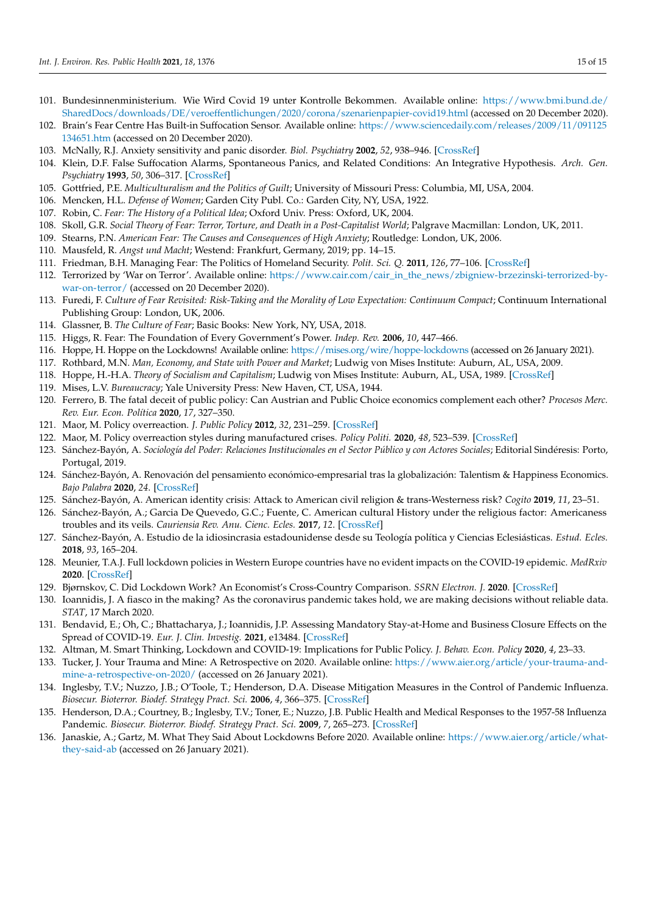101. Bundesinnenministerium. Wie Wird Covid 19 unter Kontrolle Bekommen. Available online: https://www.bmi.bund.de/SharedDocs/downloads/DE/veroeffentlichungen/2020/corona/szenarienpapier-covid19.html (accessed on 20 December 2020).
102. Brain's Fear Centre Has Built-in Suffocation Sensor. Available online: https://www.sciencedaily.com/releases/2009/11/091125134651.htm (accessed on 20 December 2020).
103. McNally, R.J. Anxiety sensitivity and panic disorder. *Biol. Psychiatry* **2002**, *52*, 938–946. [CrossRef]
104. Klein, D.F. False Suffocation Alarms, Spontaneous Panics, and Related Conditions: An Integrative Hypothesis. *Arch. Gen. Psychiatry* **1993**, *50*, 306–317. [CrossRef]
105. Gottfried, P.E. *Multiculturalism and the Politics of Guilt*; University of Missouri Press: Columbia, MI, USA, 2004.
106. Mencken, H.L. *Defense of Women*; Garden City Publ. Co.: Garden City, NY, USA, 1922.
107. Robin, C. *Fear: The History of a Political Idea*; Oxford Univ. Press: Oxford, UK, 2004.
108. Skoll, G.R. *Social Theory of Fear: Terror, Torture, and Death in a Post-Capitalist World*; Palgrave Macmillan: London, UK, 2011.
109. Stearns, P.N. *American Fear: The Causes and Consequences of High Anxiety*; Routledge: London, UK, 2006.
110. Mausfeld, R. *Angst und Macht*; Westend: Frankfurt, Germany, 2019; pp. 14–15.
111. Friedman, B.H. Managing Fear: The Politics of Homeland Security. *Polit. Sci. Q.* **2011**, *126*, 77–106. [CrossRef]
112. Terrorized by 'War on Terror'. Available online: https://www.cair.com/cair_in_the_news/zbigniew-brzezinski-terrorized-by-war-on-terror/ (accessed on 20 December 2020).
113. Furedi, F. *Culture of Fear Revisited: Risk-Taking and the Morality of Low Expectation: Continuum Compact*; Continuum International Publishing Group: London, UK, 2006.
114. Glassner, B. *The Culture of Fear*; Basic Books: New York, NY, USA, 2018.
115. Higgs, R. Fear: The Foundation of Every Government's Power. *Indep. Rev.* **2006**, *10*, 447–466.
116. Hoppe, H. Hoppe on the Lockdowns! Available online: https://mises.org/wire/hoppe-lockdowns (accessed on 26 January 2021).
117. Rothbard, M.N. *Man, Economy, and State with Power and Market*; Ludwig von Mises Institute: Auburn, AL, USA, 2009.
118. Hoppe, H.-H.A. *Theory of Socialism and Capitalism*; Ludwig von Mises Institute: Auburn, AL, USA, 1989. [CrossRef]
119. Mises, L.V. *Bureaucracy*; Yale University Press: New Haven, CT, USA, 1944.
120. Ferrero, B. The fatal deceit of public policy: Can Austrian and Public Choice economics complement each other? *Procesos Merc. Rev. Eur. Econ. Política* **2020**, *17*, 327–350.
121. Maor, M. Policy overreaction. *J. Public Policy* **2012**, *32*, 231–259. [CrossRef]
122. Maor, M. Policy overreaction styles during manufactured crises. *Policy Politi.* **2020**, *48*, 523–539. [CrossRef]
123. Sánchez-Bayón, A. *Sociología del Poder: Relaciones Institucionales en el Sector Público y con Actores Sociales*; Editorial Sindéresis: Porto, Portugal, 2019.
124. Sánchez-Bayón, A. Renovación del pensamiento económico-empresarial tras la globalización: Talentism & Happiness Economics. *Bajo Palabra* **2020**, *24*. [CrossRef]
125. Sánchez-Bayón, A. American identity crisis: Attack to American civil religion & trans-Westerness risk? *Cogito* **2019**, *11*, 23–51.
126. Sánchez-Bayón, A.; Garcia De Quevedo, G.C.; Fuente, C. American cultural History under the religious factor: Americaness troubles and its veils. *Cauriensia Rev. Anu. Cienc. Ecles.* **2017**, *12*. [CrossRef]
127. Sánchez-Bayón, A. Estudio de la idiosincrasia estadounidense desde su Teología política y Ciencias Eclesiásticas. *Estud. Ecles.* **2018**, *93*, 165–204.
128. Meunier, T.A.J. Full lockdown policies in Western Europe countries have no evident impacts on the COVID-19 epidemic. *MedRxiv* **2020**. [CrossRef]
129. Bjørnskov, C. Did Lockdown Work? An Economist's Cross-Country Comparison. *SSRN Electron. J.* **2020**. [CrossRef]
130. Ioannidis, J. A fiasco in the making? As the coronavirus pandemic takes hold, we are making decisions without reliable data. *STAT*, 17 March 2020.
131. Bendavid, E.; Oh, C.; Bhattacharya, J.; Ioannidis, J.P. Assessing Mandatory Stay-at-Home and Business Closure Effects on the Spread of COVID-19. *Eur. J. Clin. Investig.* **2021**, e13484. [CrossRef]
132. Altman, M. Smart Thinking, Lockdown and COVID-19: Implications for Public Policy. *J. Behav. Econ. Policy* **2020**, *4*, 23–33.
133. Tucker, J. Your Trauma and Mine: A Retrospective on 2020. Available online: https://www.aier.org/article/your-trauma-and-mine-a-retrospective-on-2020/ (accessed on 26 January 2021).
134. Inglesby, T.V.; Nuzzo, J.B.; O'Toole, T.; Henderson, D.A. Disease Mitigation Measures in the Control of Pandemic Influenza. *Biosecur. Bioterror. Biodef. Strategy Pract. Sci.* **2006**, *4*, 366–375. [CrossRef]
135. Henderson, D.A.; Courtney, B.; Inglesby, T.V.; Toner, E.; Nuzzo, J.B. Public Health and Medical Responses to the 1957-58 Influenza Pandemic. *Biosecur. Bioterror. Biodef. Strategy Pract. Sci.* **2009**, *7*, 265–273. [CrossRef]
136. Janaskie, A.; Gartz, M. What They Said About Lockdowns Before 2020. Available online: https://www.aier.org/article/what-they-said-ab (accessed on 26 January 2021).